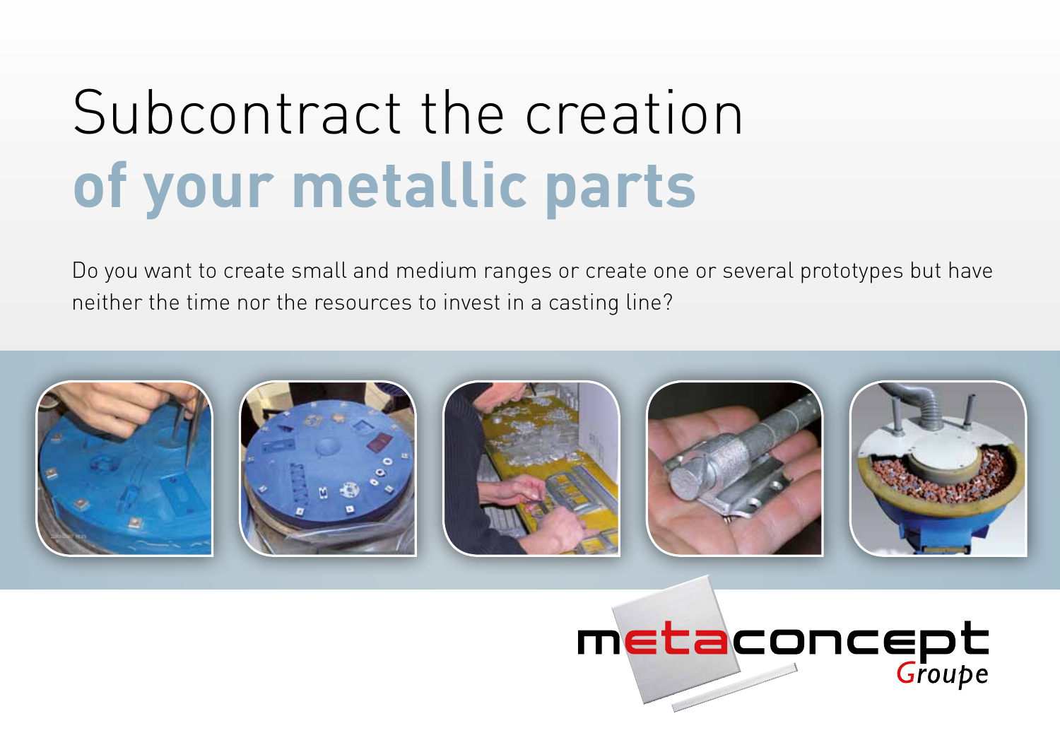# Subcontract the creation **of your metallic parts**

Do you want to create small and medium ranges or create one or several prototypes but have neither the time nor the resources to invest in a casting line?

metaconcept *Groupe*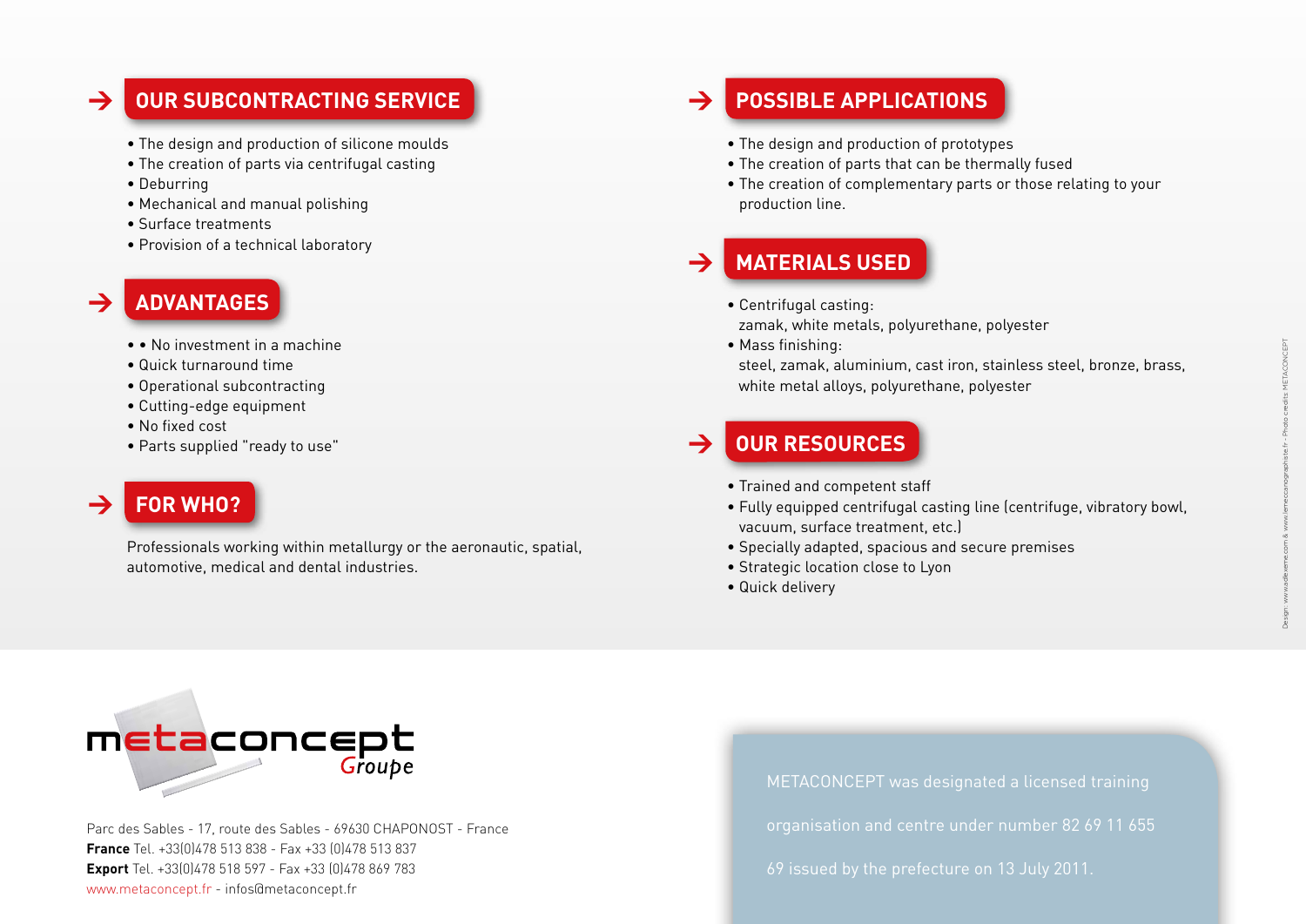## OUR SUBCONTRACTING SERVICE

- The design and production of silicone moulds
- The creation of parts via centrifugal casting
- Deburring
- Mechanical and manual polishing
- Surface treatments
- Provision of a technical laboratory

## ADVANTAGES

- • No investment in a machine
- Quick turnaround time
- Operational subcontracting
- Cutting-edge equipment
- No fixed cost
- Parts supplied "ready to use"

## FOR WHO?

Professionals working within metallurgy or the aeronautic, spatial, automotive, medical and dental industries.

## POSSIBLE APPLICATIONS

- The design and production of prototypes
- The creation of parts that can be thermally fused
- The creation of complementary parts or those relating to your production line.

## MATERIALS USED

- Centrifugal casting:
  zamak, white metals, polyurethane, polyester
- Mass finishing:
  steel, zamak, aluminium, cast iron, stainless steel, bronze, brass, white metal alloys, polyurethane, polyester

## OUR RESOURCES

- Trained and competent staff
- Fully equipped centrifugal casting line (centrifuge, vibratory bowl, vacuum, surface treatment, etc.)
- Specially adapted, spacious and secure premises
- Strategic location close to Lyon
- Quick delivery

Design: www.adlexeme.com & www.lemeccanographiste.fr - Photo credits: METACONCEPT

metaconcept *Groupe*

Parc des Sables - 17, route des Sables - 69630 CHAPONOST - France
**France** Tel. +33(0)478 513 838 - Fax +33 (0)478 513 837
**Export** Tel. +33(0)478 518 597 - Fax +33 (0)478 869 783
www.metaconcept.fr - infos@metaconcept.fr

METACONCEPT was designated a licensed training organisation and centre under number 82 69 11 655 69 issued by the prefecture on 13 July 2011.